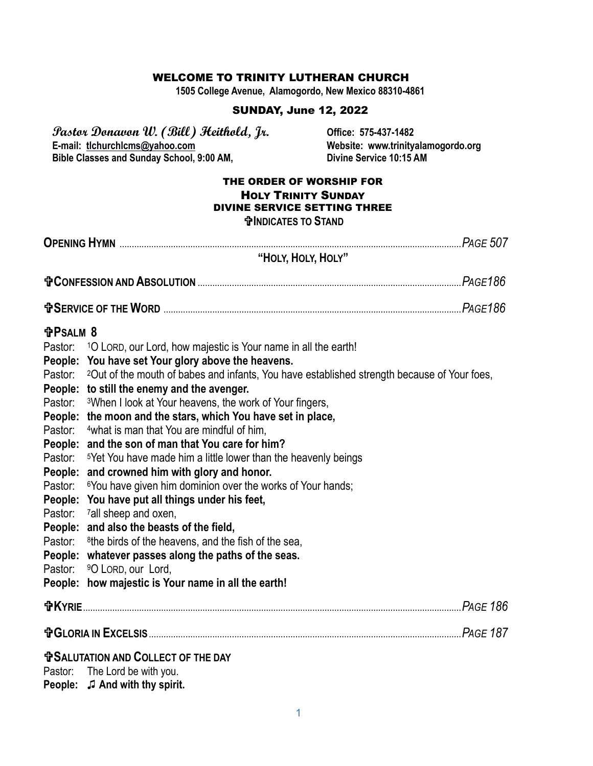# WELCOME TO TRINITY LUTHERAN CHURCH

**1505 College Avenue, Alamogordo, New Mexico 88310-4861**

## SUNDAY, June 12, 2022

**Pastor Donavon W. (Bill) Heithold, Jr.**
**E-mail: tlchurchlcms@yahoo.com**
**Bible Classes and Sunday School, 9:00 AM,**

**Office: 575-437-1482**
**Website: www.trinityalamogordo.org**
**Divine Service 10:15 AM**

## THE ORDER OF WORSHIP FOR HOLY TRINITY SUNDAY DIVINE SERVICE SETTING THREE

**✞INDICATES TO STAND**

**OPENING HYMN** ........................................................ *PAGE 507*

**"HOLY, HOLY, HOLY"**

**✞CONFESSION AND ABSOLUTION** ........................................................ *PAGE186*

**✞SERVICE OF THE WORD** ........................................................ *PAGE186*

**✞PSALM 8**

Pastor: [1]O LORD, our Lord, how majestic is Your name in all the earth!
**People: You have set Your glory above the heavens.**
Pastor: [2]Out of the mouth of babes and infants, You have established strength because of Your foes,
**People: to still the enemy and the avenger.**
Pastor: [3]When I look at Your heavens, the work of Your fingers,
**People: the moon and the stars, which You have set in place,**
Pastor: [4]what is man that You are mindful of him,
**People: and the son of man that You care for him?**
Pastor: [5]Yet You have made him a little lower than the heavenly beings
**People: and crowned him with glory and honor.**
Pastor: [6]You have given him dominion over the works of Your hands;
**People: You have put all things under his feet,**
Pastor: [7]all sheep and oxen,
**People: and also the beasts of the field,**
Pastor: [8]the birds of the heavens, and the fish of the sea,
**People: whatever passes along the paths of the seas.**
Pastor: [9]O LORD, our Lord,
**People: how majestic is Your name in all the earth!**

**✞KYRIE** ........................................................ *PAGE 186*

**✞GLORIA IN EXCELSIS** ........................................................ *PAGE 187*

**✞SALUTATION AND COLLECT OF THE DAY**

Pastor: The Lord be with you.
**People: ♫ And with thy spirit.**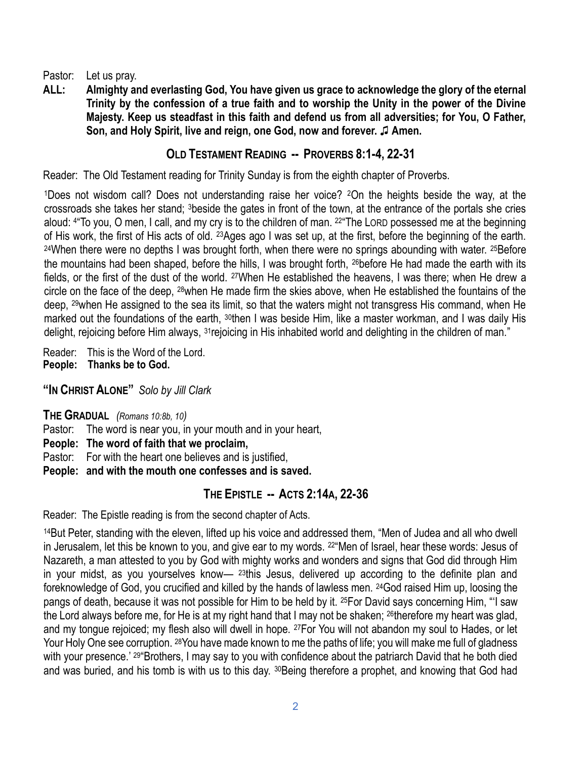Pastor: Let us pray.

**ALL: Almighty and everlasting God, You have given us grace to acknowledge the glory of the eternal Trinity by the confession of a true faith and to worship the Unity in the power of the Divine Majesty. Keep us steadfast in this faith and defend us from all adversities; for You, O Father, Son, and Holy Spirit, live and reign, one God, now and forever. ♫ Amen.**

## OLD TESTAMENT READING -- PROVERBS 8:1-4, 22-31

Reader: The Old Testament reading for Trinity Sunday is from the eighth chapter of Proverbs.

1Does not wisdom call? Does not understanding raise her voice? 2On the heights beside the way, at the crossroads she takes her stand; 3beside the gates in front of the town, at the entrance of the portals she cries aloud: 4"To you, O men, I call, and my cry is to the children of man. 22"The LORD possessed me at the beginning of His work, the first of His acts of old. 23Ages ago I was set up, at the first, before the beginning of the earth. 24When there were no depths I was brought forth, when there were no springs abounding with water. 25Before the mountains had been shaped, before the hills, I was brought forth, 26before He had made the earth with its fields, or the first of the dust of the world. 27When He established the heavens, I was there; when He drew a circle on the face of the deep, 28when He made firm the skies above, when He established the fountains of the deep, 29when He assigned to the sea its limit, so that the waters might not transgress His command, when He marked out the foundations of the earth, 30then I was beside Him, like a master workman, and I was daily His delight, rejoicing before Him always, 31rejoicing in His inhabited world and delighting in the children of man."

Reader: This is the Word of the Lord.
**People: Thanks be to God.**

**"IN CHRIST ALONE"** *Solo by Jill Clark*

**THE GRADUAL** *(Romans 10:8b, 10)*

Pastor: The word is near you, in your mouth and in your heart,
**People: The word of faith that we proclaim,**
Pastor: For with the heart one believes and is justified,
**People: and with the mouth one confesses and is saved.**

## THE EPISTLE -- ACTS 2:14A, 22-36

Reader: The Epistle reading is from the second chapter of Acts.

14But Peter, standing with the eleven, lifted up his voice and addressed them, "Men of Judea and all who dwell in Jerusalem, let this be known to you, and give ear to my words. 22"Men of Israel, hear these words: Jesus of Nazareth, a man attested to you by God with mighty works and wonders and signs that God did through Him in your midst, as you yourselves know— 23this Jesus, delivered up according to the definite plan and foreknowledge of God, you crucified and killed by the hands of lawless men. 24God raised Him up, loosing the pangs of death, because it was not possible for Him to be held by it. 25For David says concerning Him, "'I saw the Lord always before me, for He is at my right hand that I may not be shaken; 26therefore my heart was glad, and my tongue rejoiced; my flesh also will dwell in hope. 27For You will not abandon my soul to Hades, or let Your Holy One see corruption. 28You have made known to me the paths of life; you will make me full of gladness with your presence.' 29"Brothers, I may say to you with confidence about the patriarch David that he both died and was buried, and his tomb is with us to this day. 30Being therefore a prophet, and knowing that God had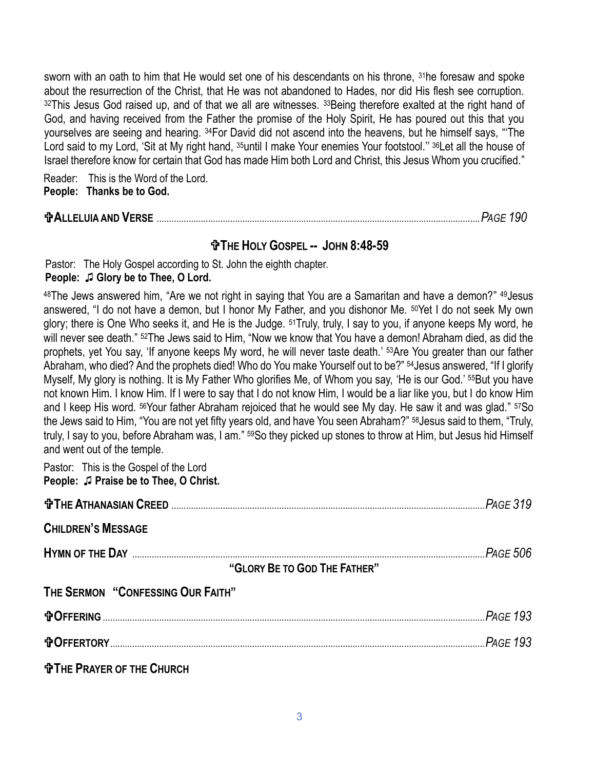sworn with an oath to him that He would set one of his descendants on his throne, [31]he foresaw and spoke about the resurrection of the Christ, that He was not abandoned to Hades, nor did His flesh see corruption. [32]This Jesus God raised up, and of that we all are witnesses. [33]Being therefore exalted at the right hand of God, and having received from the Father the promise of the Holy Spirit, He has poured out this that you yourselves are seeing and hearing. [34]For David did not ascend into the heavens, but he himself says, "'The Lord said to my Lord, 'Sit at My right hand, [35]until I make Your enemies Your footstool.'' [36]Let all the house of Israel therefore know for certain that God has made Him both Lord and Christ, this Jesus Whom you crucified."

Reader: This is the Word of the Lord.
**People: Thanks be to God.**

**✞ALLELUIA AND VERSE** ........................................ *PAGE 190*

## ✞THE HOLY GOSPEL -- JOHN 8:48-59

Pastor: The Holy Gospel according to St. John the eighth chapter.
**People: ♫ Glory be to Thee, O Lord.**

[48]The Jews answered him, "Are we not right in saying that You are a Samaritan and have a demon?" [49]Jesus answered, "I do not have a demon, but I honor My Father, and you dishonor Me. [50]Yet I do not seek My own glory; there is One Who seeks it, and He is the Judge. [51]Truly, truly, I say to you, if anyone keeps My word, he will never see death." [52]The Jews said to Him, "Now we know that You have a demon! Abraham died, as did the prophets, yet You say, 'If anyone keeps My word, he will never taste death.' [53]Are You greater than our father Abraham, who died? And the prophets died! Who do You make Yourself out to be?" [54]Jesus answered, "If I glorify Myself, My glory is nothing. It is My Father Who glorifies Me, of Whom you say, 'He is our God.' [55]But you have not known Him. I know Him. If I were to say that I do not know Him, I would be a liar like you, but I do know Him and I keep His word. [56]Your father Abraham rejoiced that he would see My day. He saw it and was glad." [57]So the Jews said to Him, "You are not yet fifty years old, and have You seen Abraham?" [58]Jesus said to them, "Truly, truly, I say to you, before Abraham was, I am." [59]So they picked up stones to throw at Him, but Jesus hid Himself and went out of the temple.

Pastor: This is the Gospel of the Lord
**People: ♫ Praise be to Thee, O Christ.**

**✞THE ATHANASIAN CREED** ........................................ *PAGE 319*

**CHILDREN'S MESSAGE**

**HYMN OF THE DAY** ........................................ *PAGE 506*

**"GLORY BE TO GOD THE FATHER"**

**THE SERMON "CONFESSING OUR FAITH"**

**✞OFFERING** ........................................ *PAGE 193*

**✞OFFERTORY** ........................................ *PAGE 193*

**✞THE PRAYER OF THE CHURCH**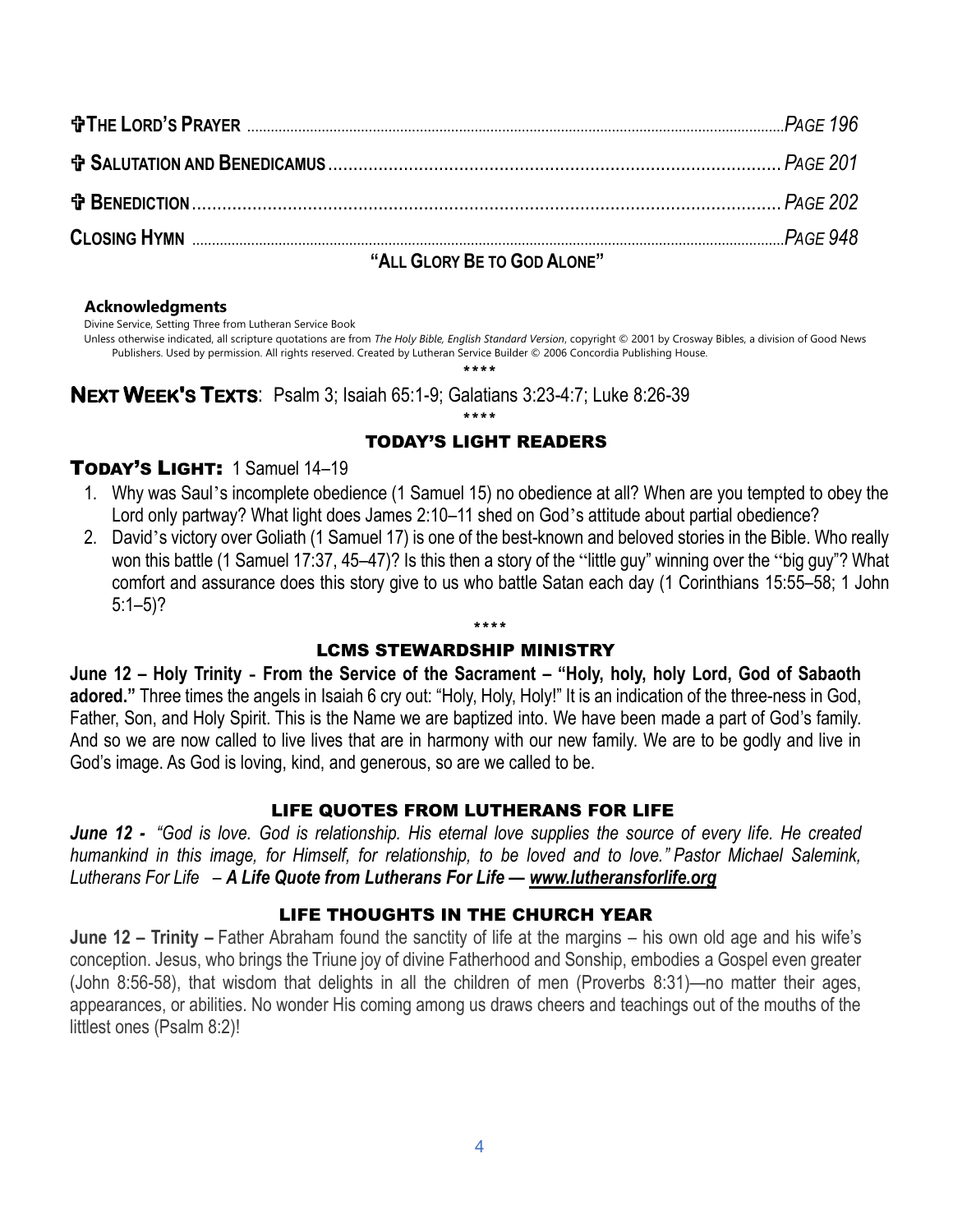**✞ THE LORD'S PRAYER** ........................................................................................................ *PAGE 196*

**✞ SALUTATION AND BENEDICAMUS** ........................................................................................ *PAGE 201*

**✞ BENEDICTION** ........................................................................................................ *PAGE 202*

**CLOSING HYMN** ........................................................................................................ *PAGE 948*

**"ALL GLORY BE TO GOD ALONE"**

**Acknowledgments**

Divine Service, Setting Three from Lutheran Service Book

Unless otherwise indicated, all scripture quotations are from *The Holy Bible, English Standard Version*, copyright © 2001 by Crosway Bibles, a division of Good News Publishers. Used by permission. All rights reserved. Created by Lutheran Service Builder © 2006 Concordia Publishing House.

\*\*\*\*

**NEXT WEEK'S TEXTS**: Psalm 3; Isaiah 65:1-9; Galatians 3:23-4:7; Luke 8:26-39

\*\*\*\*

## TODAY'S LIGHT READERS

**TODAY'S LIGHT:** 1 Samuel 14–19

1. Why was Saul's incomplete obedience (1 Samuel 15) no obedience at all? When are you tempted to obey the Lord only partway? What light does James 2:10–11 shed on God's attitude about partial obedience?
2. David's victory over Goliath (1 Samuel 17) is one of the best-known and beloved stories in the Bible. Who really won this battle (1 Samuel 17:37, 45–47)? Is this then a story of the "little guy" winning over the "big guy"? What comfort and assurance does this story give to us who battle Satan each day (1 Corinthians 15:55–58; 1 John 5:1–5)?

\*\*\*\*

## LCMS STEWARDSHIP MINISTRY

**June 12 – Holy Trinity - From the Service of the Sacrament – "Holy, holy, holy Lord, God of Sabaoth adored."** Three times the angels in Isaiah 6 cry out: "Holy, Holy, Holy!" It is an indication of the three-ness in God, Father, Son, and Holy Spirit. This is the Name we are baptized into. We have been made a part of God's family. And so we are now called to live lives that are in harmony with our new family. We are to be godly and live in God's image. As God is loving, kind, and generous, so are we called to be.

## LIFE QUOTES FROM LUTHERANS FOR LIFE

***June 12 -*** *"God is love. God is relationship. His eternal love supplies the source of every life. He created humankind in this image, for Himself, for relationship, to be loved and to love." Pastor Michael Salemink, Lutherans For Life* – ***A Life Quote from Lutherans For Life — www.lutheransforlife.org***

## LIFE THOUGHTS IN THE CHURCH YEAR

**June 12 – Trinity –** Father Abraham found the sanctity of life at the margins – his own old age and his wife's conception. Jesus, who brings the Triune joy of divine Fatherhood and Sonship, embodies a Gospel even greater (John 8:56-58), that wisdom that delights in all the children of men (Proverbs 8:31)—no matter their ages, appearances, or abilities. No wonder His coming among us draws cheers and teachings out of the mouths of the littlest ones (Psalm 8:2)!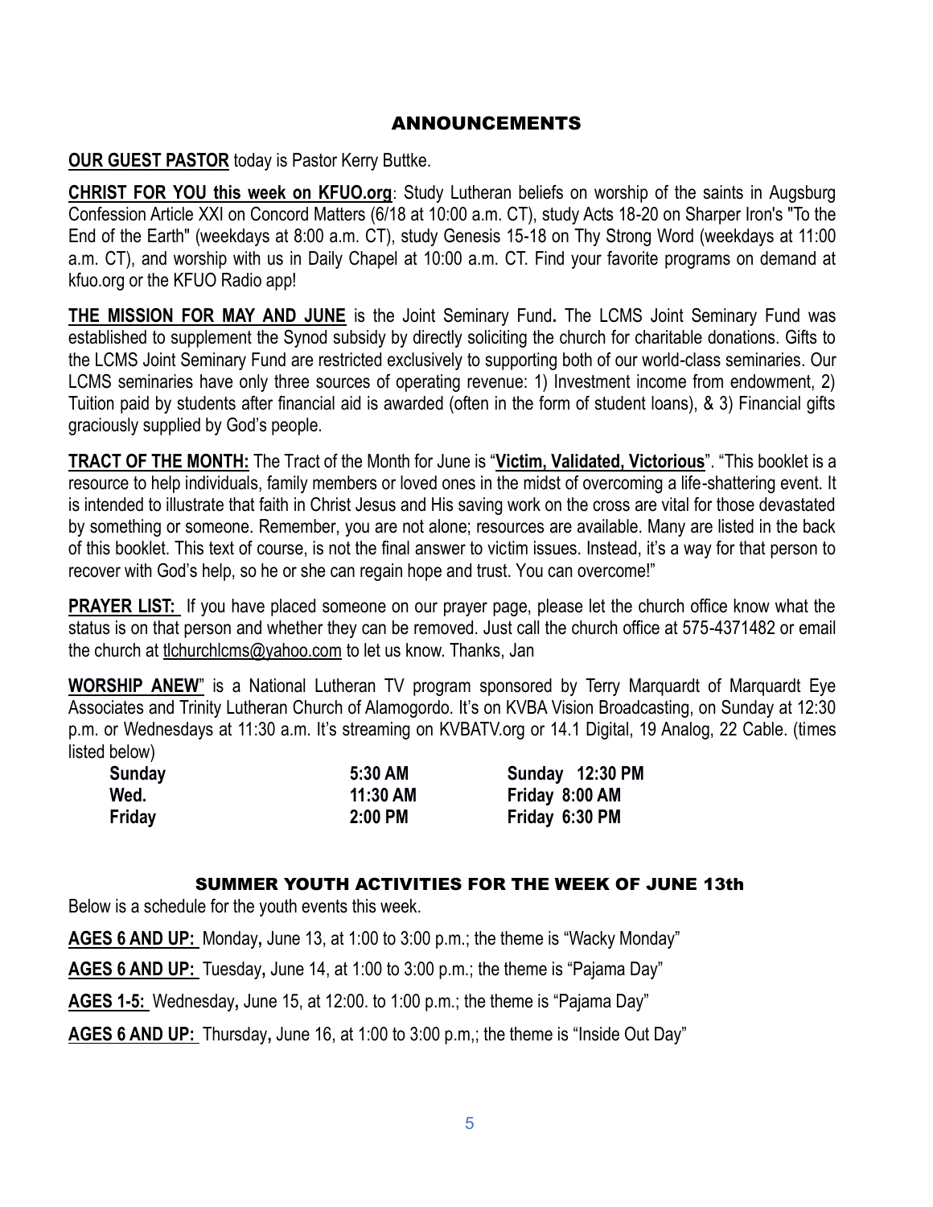# ANNOUNCEMENTS

**OUR GUEST PASTOR** today is Pastor Kerry Buttke.

**CHRIST FOR YOU this week on KFUO.org**: Study Lutheran beliefs on worship of the saints in Augsburg Confession Article XXI on Concord Matters (6/18 at 10:00 a.m. CT), study Acts 18-20 on Sharper Iron's "To the End of the Earth" (weekdays at 8:00 a.m. CT), study Genesis 15-18 on Thy Strong Word (weekdays at 11:00 a.m. CT), and worship with us in Daily Chapel at 10:00 a.m. CT. Find your favorite programs on demand at kfuo.org or the KFUO Radio app!

**THE MISSION FOR MAY AND JUNE** is the Joint Seminary Fund**.** The LCMS Joint Seminary Fund was established to supplement the Synod subsidy by directly soliciting the church for charitable donations. Gifts to the LCMS Joint Seminary Fund are restricted exclusively to supporting both of our world-class seminaries. Our LCMS seminaries have only three sources of operating revenue: 1) Investment income from endowment, 2) Tuition paid by students after financial aid is awarded (often in the form of student loans), & 3) Financial gifts graciously supplied by God's people.

**TRACT OF THE MONTH:** The Tract of the Month for June is "**Victim, Validated, Victorious**". "This booklet is a resource to help individuals, family members or loved ones in the midst of overcoming a life-shattering event. It is intended to illustrate that faith in Christ Jesus and His saving work on the cross are vital for those devastated by something or someone. Remember, you are not alone; resources are available. Many are listed in the back of this booklet. This text of course, is not the final answer to victim issues. Instead, it's a way for that person to recover with God's help, so he or she can regain hope and trust. You can overcome!"

**PRAYER LIST:** If you have placed someone on our prayer page, please let the church office know what the status is on that person and whether they can be removed. Just call the church office at 575-4371482 or email the church at tlchurchlcms@yahoo.com to let us know. Thanks, Jan

**WORSHIP ANEW**" is a National Lutheran TV program sponsored by Terry Marquardt of Marquardt Eye Associates and Trinity Lutheran Church of Alamogordo. It's on KVBA Vision Broadcasting, on Sunday at 12:30 p.m. or Wednesdays at 11:30 a.m. It's streaming on KVBATV.org or 14.1 Digital, 19 Analog, 22 Cable. (times listed below)

| | | |
|---|---|---|
| **Sunday** | **5:30 AM** | **Sunday 12:30 PM** |
| **Wed.** | **11:30 AM** | **Friday 8:00 AM** |
| **Friday** | **2:00 PM** | **Friday 6:30 PM** |

## SUMMER YOUTH ACTIVITIES FOR THE WEEK OF JUNE 13th

Below is a schedule for the youth events this week.

**AGES 6 AND UP:** Monday**,** June 13, at 1:00 to 3:00 p.m.; the theme is "Wacky Monday"

**AGES 6 AND UP:** Tuesday**,** June 14, at 1:00 to 3:00 p.m.; the theme is "Pajama Day"

**AGES 1-5:** Wednesday**,** June 15, at 12:00. to 1:00 p.m.; the theme is "Pajama Day"

**AGES 6 AND UP:** Thursday**,** June 16, at 1:00 to 3:00 p.m,; the theme is "Inside Out Day"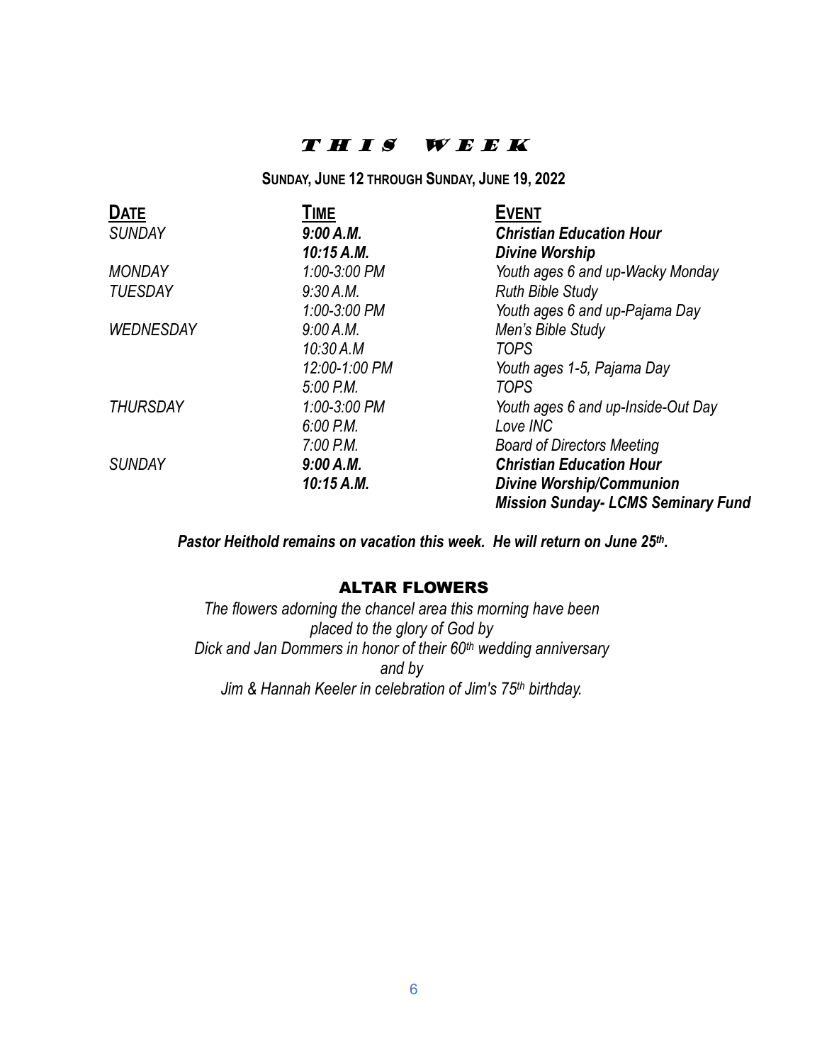# THIS WEEK

**SUNDAY, JUNE 12 THROUGH SUNDAY, JUNE 19, 2022**

| DATE | TIME | EVENT |
|---|---|---|
| *SUNDAY* | ***9:00 A.M.*** | ***Christian Education Hour*** |
| | ***10:15 A.M.*** | ***Divine Worship*** |
| *MONDAY* | *1:00-3:00 PM* | *Youth ages 6 and up-Wacky Monday* |
| *TUESDAY* | *9:30 A.M.* | *Ruth Bible Study* |
| | *1:00-3:00 PM* | *Youth ages 6 and up-Pajama Day* |
| *WEDNESDAY* | *9:00 A.M.* | *Men's Bible Study* |
| | *10:30 A.M* | *TOPS* |
| | *12:00-1:00 PM* | *Youth ages 1-5, Pajama Day* |
| | *5:00 P.M.* | *TOPS* |
| *THURSDAY* | *1:00-3:00 PM* | *Youth ages 6 and up-Inside-Out Day* |
| | *6:00 P.M.* | *Love INC* |
| | *7:00 P.M.* | *Board of Directors Meeting* |
| *SUNDAY* | ***9:00 A.M.*** | ***Christian Education Hour*** |
| | ***10:15 A.M.*** | ***Divine Worship/Communion*** |
| | | ***Mission Sunday- LCMS Seminary Fund*** |

***Pastor Heithold remains on vacation this week. He will return on June 25th.***

## ALTAR FLOWERS

*The flowers adorning the chancel area this morning have been placed to the glory of God by*
*Dick and Jan Dommers in honor of their 60th wedding anniversary*
*and by*
*Jim & Hannah Keeler in celebration of Jim's 75th birthday.*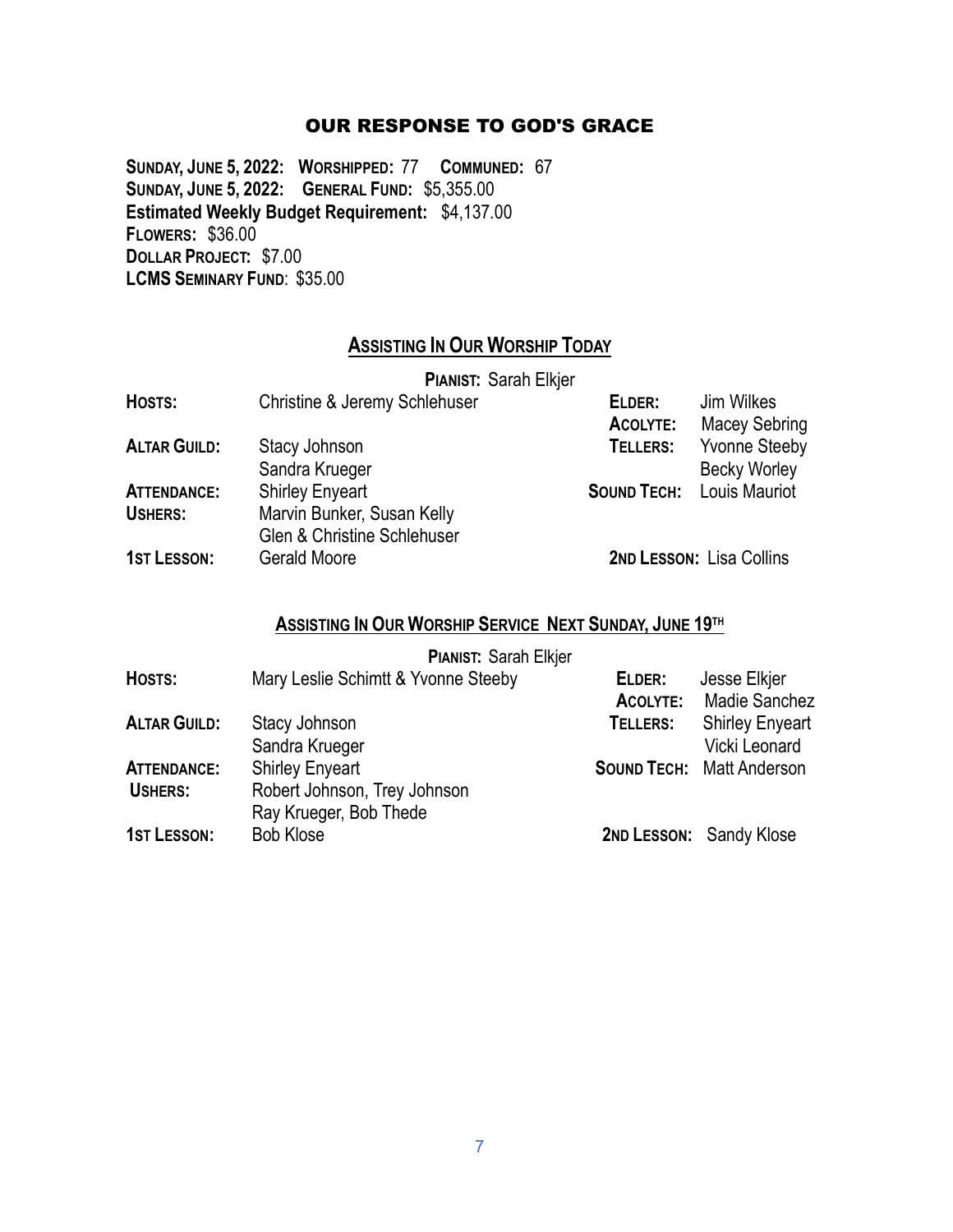## OUR RESPONSE TO GOD'S GRACE

**SUNDAY, JUNE 5, 2022: WORSHIPPED:** 77 **COMMUNED:** 67
**SUNDAY, JUNE 5, 2022: GENERAL FUND:** $5,355.00
**Estimated Weekly Budget Requirement:** $4,137.00
**FLOWERS:** $36.00
**DOLLAR PROJECT:** $7.00
**LCMS SEMINARY FUND**: $35.00

## ASSISTING IN OUR WORSHIP TODAY

**PIANIST:** Sarah Elkjer

| | | | |
|---|---|---|---|
| **HOSTS:** | Christine & Jeremy Schlehuser | **ELDER:** | Jim Wilkes |
| | | **ACOLYTE:** | Macey Sebring |
| **ALTAR GUILD:** | Stacy Johnson | **TELLERS:** | Yvonne Steeby |
| | Sandra Krueger | | Becky Worley |
| **ATTENDANCE:** | Shirley Enyeart | **SOUND TECH:** | Louis Mauriot |
| **USHERS:** | Marvin Bunker, Susan Kelly | | |
| | Glen & Christine Schlehuser | | |
| **1ST LESSON:** | Gerald Moore | **2ND LESSON:** | Lisa Collins |

## ASSISTING IN OUR WORSHIP SERVICE NEXT SUNDAY, JUNE 19TH

**PIANIST:** Sarah Elkjer

| | | | |
|---|---|---|---|
| **HOSTS:** | Mary Leslie Schimtt & Yvonne Steeby | **ELDER:** | Jesse Elkjer |
| | | **ACOLYTE:** | Madie Sanchez |
| **ALTAR GUILD:** | Stacy Johnson | **TELLERS:** | Shirley Enyeart |
| | Sandra Krueger | | Vicki Leonard |
| **ATTENDANCE:** | Shirley Enyeart | **SOUND TECH:** | Matt Anderson |
| **USHERS:** | Robert Johnson, Trey Johnson | | |
| | Ray Krueger, Bob Thede | | |
| **1ST LESSON:** | Bob Klose | **2ND LESSON:** | Sandy Klose |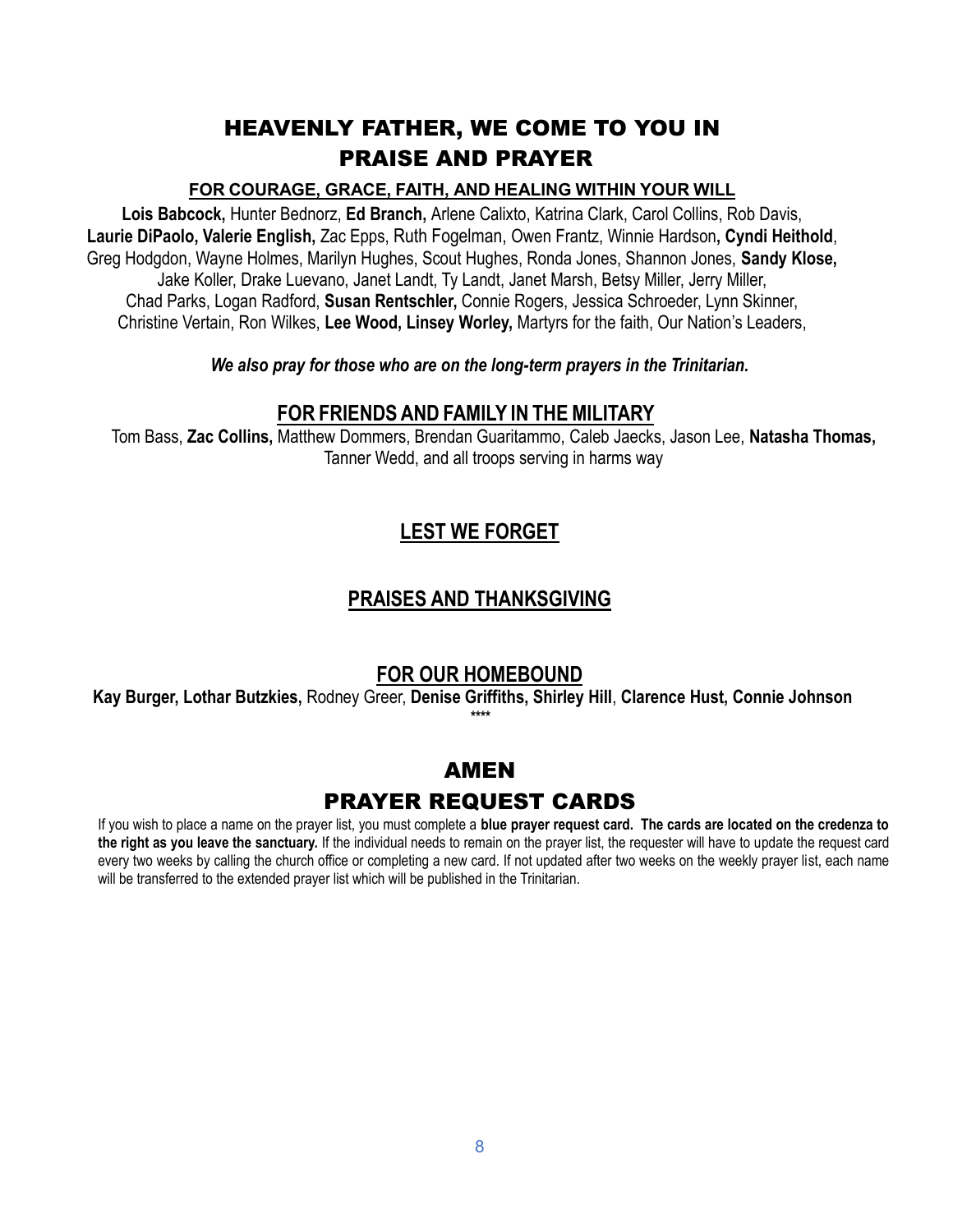# HEAVENLY FATHER, WE COME TO YOU IN PRAISE AND PRAYER

## FOR COURAGE, GRACE, FAITH, AND HEALING WITHIN YOUR WILL

**Lois Babcock,** Hunter Bednorz, **Ed Branch,** Arlene Calixto, Katrina Clark, Carol Collins, Rob Davis, **Laurie DiPaolo, Valerie English,** Zac Epps, Ruth Fogelman, Owen Frantz, Winnie Hardson**, Cyndi Heithold**, Greg Hodgdon, Wayne Holmes, Marilyn Hughes, Scout Hughes, Ronda Jones, Shannon Jones, **Sandy Klose,** Jake Koller, Drake Luevano, Janet Landt, Ty Landt, Janet Marsh, Betsy Miller, Jerry Miller, Chad Parks, Logan Radford, **Susan Rentschler,** Connie Rogers, Jessica Schroeder, Lynn Skinner, Christine Vertain, Ron Wilkes, **Lee Wood, Linsey Worley,** Martyrs for the faith, Our Nation's Leaders,

***We also pray for those who are on the long-term prayers in the Trinitarian.***

## FOR FRIENDS AND FAMILY IN THE MILITARY

Tom Bass, **Zac Collins,** Matthew Dommers, Brendan Guaritammo, Caleb Jaecks, Jason Lee, **Natasha Thomas,** Tanner Wedd, and all troops serving in harms way

## LEST WE FORGET

## PRAISES AND THANKSGIVING

## FOR OUR HOMEBOUND

**Kay Burger, Lothar Butzkies,** Rodney Greer, **Denise Griffiths, Shirley Hill**, **Clarence Hust, Connie Johnson**

****

# AMEN

# PRAYER REQUEST CARDS

If you wish to place a name on the prayer list, you must complete a **blue prayer request card. The cards are located on the credenza to the right as you leave the sanctuary.** If the individual needs to remain on the prayer list, the requester will have to update the request card every two weeks by calling the church office or completing a new card. If not updated after two weeks on the weekly prayer list, each name will be transferred to the extended prayer list which will be published in the Trinitarian.